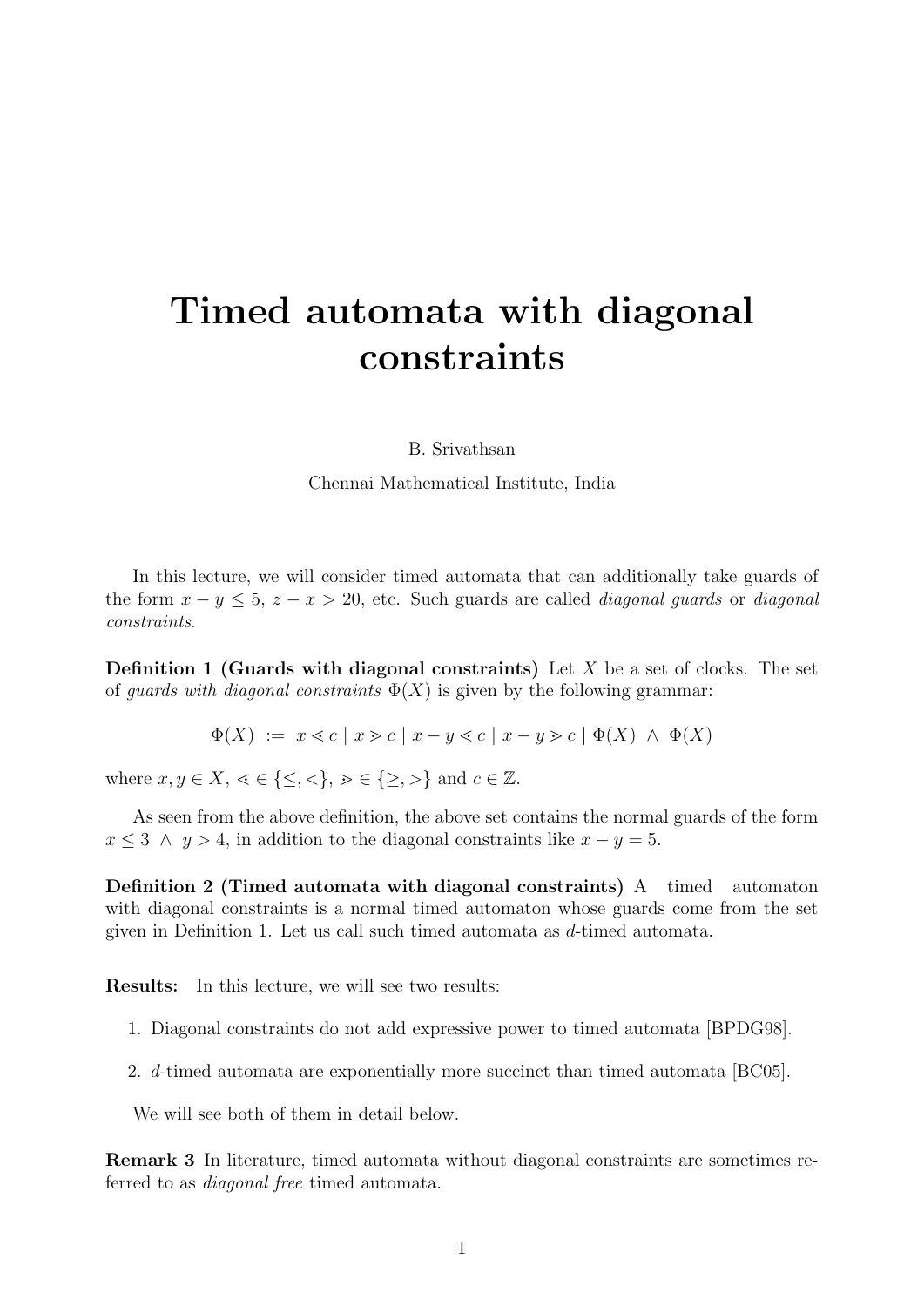# Timed automata with diagonal constraints

B. Srivathsan

Chennai Mathematical Institute, India

In this lecture, we will consider timed automata that can additionally take guards of the form $x - y \leq 5$, $z - x > 20$, etc. Such guards are called *diagonal guards* or *diagonal constraints*.

**Definition 1 (Guards with diagonal constraints)** Let $X$ be a set of clocks. The set of *guards with diagonal constraints* $\Phi(X)$ is given by the following grammar:

$$\Phi(X) \ := \ x \lessdot c \mid x \gtrdot c \mid x - y \lessdot c \mid x - y \gtrdot c \mid \Phi(X) \ \wedge \ \Phi(X)$$

where $x, y \in X$, $\lessdot \in \{\leq, <\}$, $\gtrdot \in \{\geq, >\}$ and $c \in \mathbb{Z}$.

As seen from the above definition, the above set contains the normal guards of the form $x \leq 3 \ \wedge \ y > 4$, in addition to the diagonal constraints like $x - y = 5$.

**Definition 2 (Timed automata with diagonal constraints)** A timed automaton with diagonal constraints is a normal timed automaton whose guards come from the set given in Definition 1. Let us call such timed automata as $d$-timed automata.

**Results:** In this lecture, we will see two results:

1. Diagonal constraints do not add expressive power to timed automata [BPDG98].
2. $d$-timed automata are exponentially more succinct than timed automata [BC05].

We will see both of them in detail below.

**Remark 3** In literature, timed automata without diagonal constraints are sometimes referred to as *diagonal free* timed automata.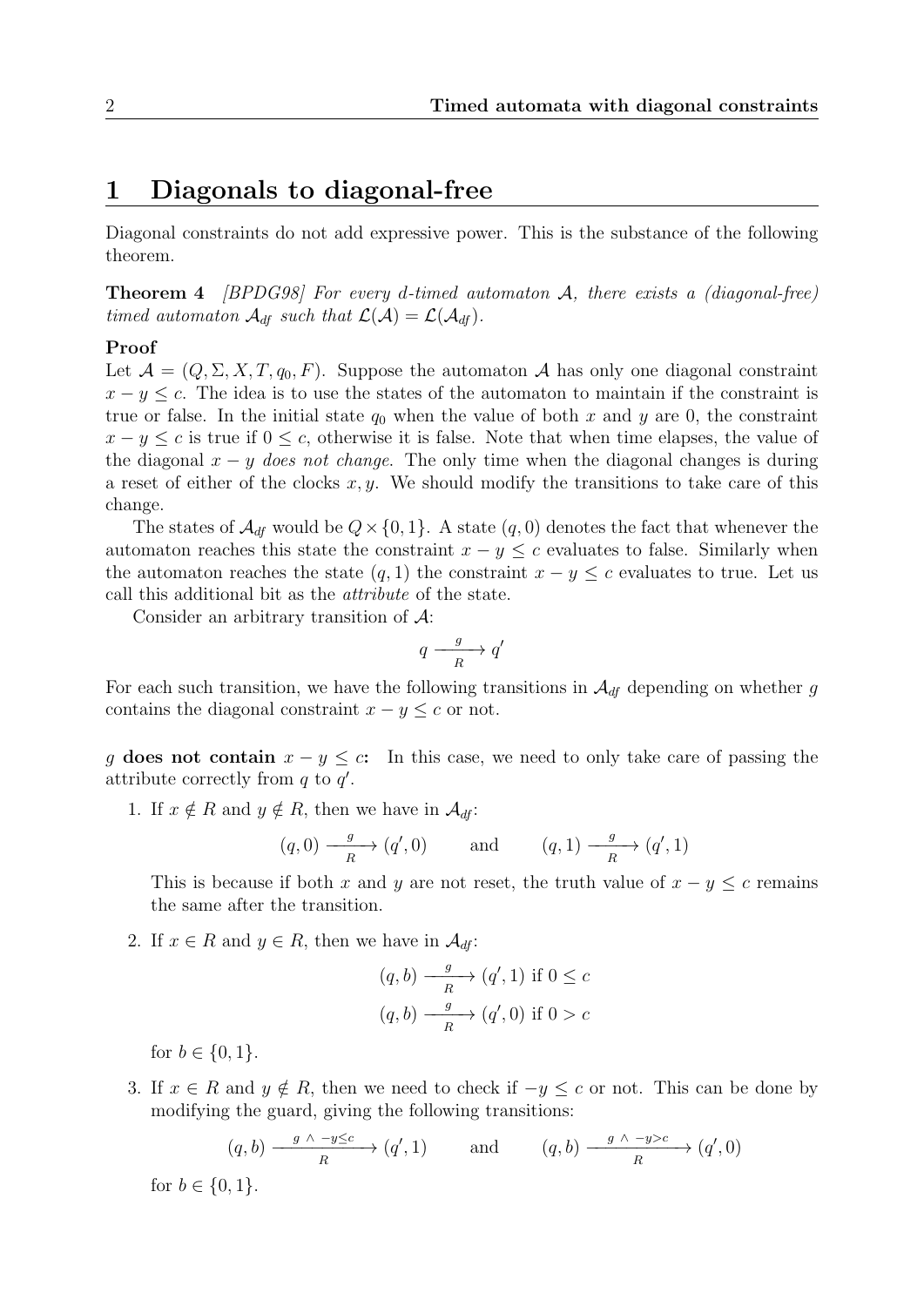# 1 Diagonals to diagonal-free

Diagonal constraints do not add expressive power. This is the substance of the following theorem.

**Theorem 4** *[BPDG98] For every d-timed automaton $\mathcal{A}$, there exists a (diagonal-free) timed automaton $\mathcal{A}_{df}$ such that $\mathcal{L}(\mathcal{A}) = \mathcal{L}(\mathcal{A}_{df})$.*

**Proof**

Let $\mathcal{A} = (Q, \Sigma, X, T, q_0, F)$. Suppose the automaton $\mathcal{A}$ has only one diagonal constraint $x - y \leq c$. The idea is to use the states of the automaton to maintain if the constraint is true or false. In the initial state $q_0$ when the value of both $x$ and $y$ are 0, the constraint $x - y \leq c$ is true if $0 \leq c$, otherwise it is false. Note that when time elapses, the value of the diagonal $x - y$ *does not change*. The only time when the diagonal changes is during a reset of either of the clocks $x, y$. We should modify the transitions to take care of this change.

The states of $\mathcal{A}_{df}$ would be $Q \times \{0, 1\}$. A state $(q, 0)$ denotes the fact that whenever the automaton reaches this state the constraint $x - y \leq c$ evaluates to false. Similarly when the automaton reaches the state $(q, 1)$ the constraint $x - y \leq c$ evaluates to true. Let us call this additional bit as the *attribute* of the state.

Consider an arbitrary transition of $\mathcal{A}$:

$$q \xrightarrow[R]{g} q'$$

For each such transition, we have the following transitions in $\mathcal{A}_{df}$ depending on whether $g$ contains the diagonal constraint $x - y \leq c$ or not.

**$g$ does not contain $x - y \leq c$:** In this case, we need to only take care of passing the attribute correctly from $q$ to $q'$.

1. If $x \notin R$ and $y \notin R$, then we have in $\mathcal{A}_{df}$:

   $$(q, 0) \xrightarrow[R]{g} (q', 0) \qquad \text{and} \qquad (q, 1) \xrightarrow[R]{g} (q', 1)$$

   This is because if both $x$ and $y$ are not reset, the truth value of $x - y \leq c$ remains the same after the transition.

2. If $x \in R$ and $y \in R$, then we have in $\mathcal{A}_{df}$:

   $$(q, b) \xrightarrow[R]{g} (q', 1) \text{ if } 0 \leq c$$
   $$(q, b) \xrightarrow[R]{g} (q', 0) \text{ if } 0 > c$$

   for $b \in \{0, 1\}$.

3. If $x \in R$ and $y \notin R$, then we need to check if $-y \leq c$ or not. This can be done by modifying the guard, giving the following transitions:

   $$(q, b) \xrightarrow[R]{g \,\wedge\, -y \leq c} (q', 1) \qquad \text{and} \qquad (q, b) \xrightarrow[R]{g \,\wedge\, -y > c} (q', 0)$$

   for $b \in \{0, 1\}$.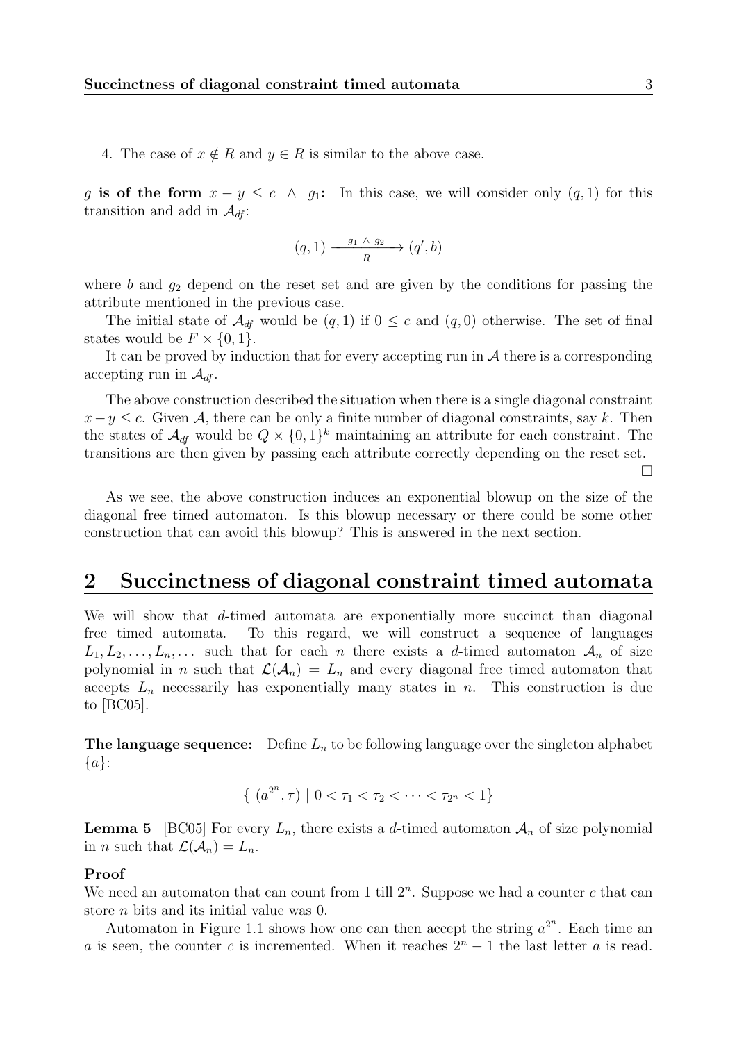4. The case of $x \notin R$ and $y \in R$ is similar to the above case.

**$g$ is of the form $x - y \leq c \ \wedge \ g_1$:** In this case, we will consider only $(q, 1)$ for this transition and add in $\mathcal{A}_{df}$:

$$(q, 1) \xrightarrow[R]{g_1 \ \wedge \ g_2} (q', b)$$

where $b$ and $g_2$ depend on the reset set and are given by the conditions for passing the attribute mentioned in the previous case.

The initial state of $\mathcal{A}_{df}$ would be $(q, 1)$ if $0 \leq c$ and $(q, 0)$ otherwise. The set of final states would be $F \times \{0, 1\}$.

It can be proved by induction that for every accepting run in $\mathcal{A}$ there is a corresponding accepting run in $\mathcal{A}_{df}$.

The above construction described the situation when there is a single diagonal constraint $x - y \leq c$. Given $\mathcal{A}$, there can be only a finite number of diagonal constraints, say $k$. Then the states of $\mathcal{A}_{df}$ would be $Q \times \{0, 1\}^k$ maintaining an attribute for each constraint. The transitions are then given by passing each attribute correctly depending on the reset set. □

As we see, the above construction induces an exponential blowup on the size of the diagonal free timed automaton. Is this blowup necessary or there could be some other construction that can avoid this blowup? This is answered in the next section.

## 2 Succinctness of diagonal constraint timed automata

We will show that $d$-timed automata are exponentially more succinct than diagonal free timed automata. To this regard, we will construct a sequence of languages $L_1, L_2, \ldots, L_n, \ldots$ such that for each $n$ there exists a $d$-timed automaton $\mathcal{A}_n$ of size polynomial in $n$ such that $\mathcal{L}(\mathcal{A}_n) = L_n$ and every diagonal free timed automaton that accepts $L_n$ necessarily has exponentially many states in $n$. This construction is due to [BC05].

**The language sequence:** Define $L_n$ to be following language over the singleton alphabet $\{a\}$:

$$\{ \ (a^{2^n}, \tau) \mid 0 < \tau_1 < \tau_2 < \cdots < \tau_{2^n} < 1\}$$

**Lemma 5** [BC05] For every $L_n$, there exists a $d$-timed automaton $\mathcal{A}_n$ of size polynomial in $n$ such that $\mathcal{L}(\mathcal{A}_n) = L_n$.

**Proof**
We need an automaton that can count from 1 till $2^n$. Suppose we had a counter $c$ that can store $n$ bits and its initial value was 0.

Automaton in Figure 1.1 shows how one can then accept the string $a^{2^n}$. Each time an $a$ is seen, the counter $c$ is incremented. When it reaches $2^n - 1$ the last letter $a$ is read.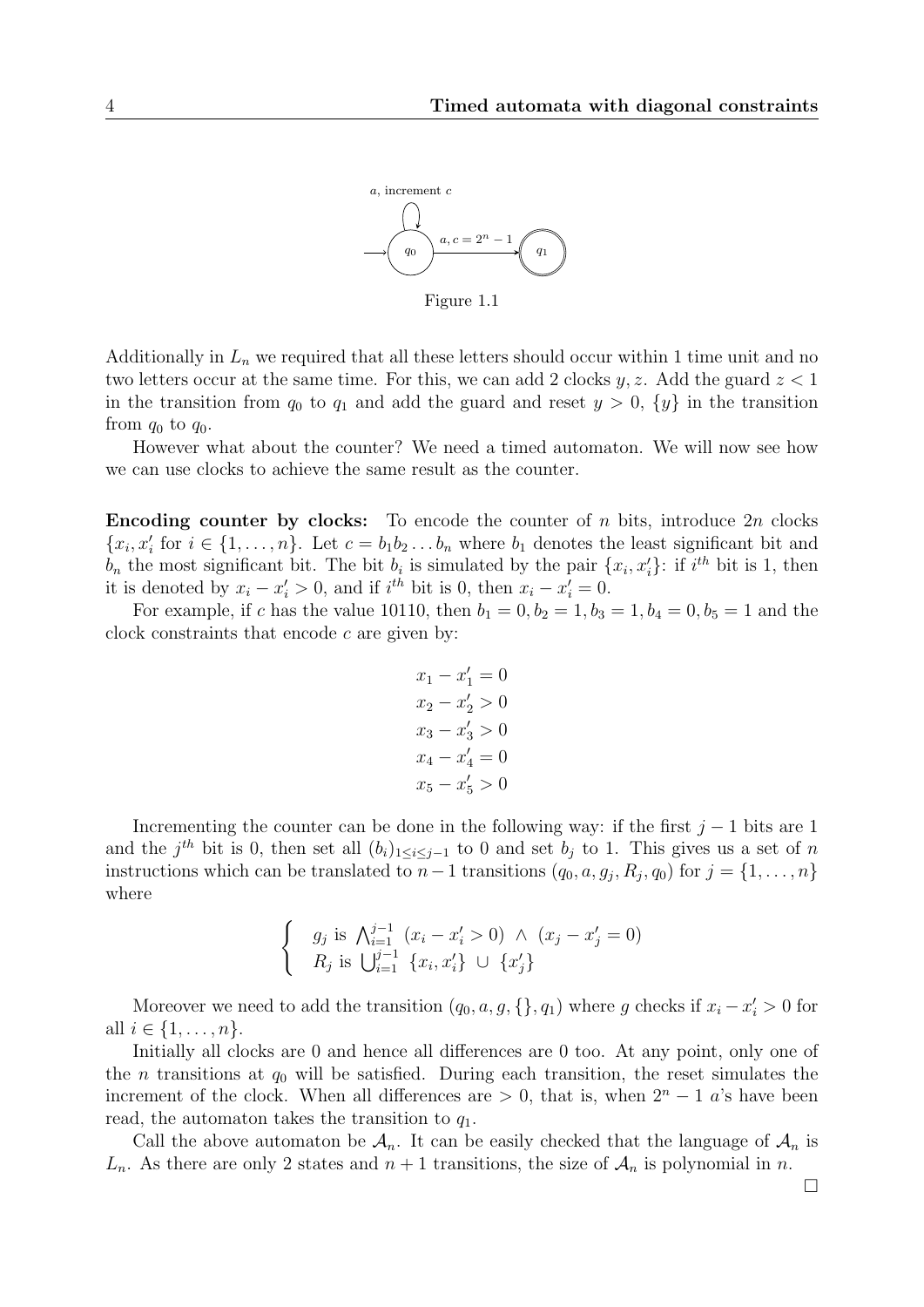Figure 1.1

Additionally in $L_n$ we required that all these letters should occur within 1 time unit and no two letters occur at the same time. For this, we can add 2 clocks $y, z$. Add the guard $z < 1$ in the transition from $q_0$ to $q_1$ and add the guard and reset $y > 0$, $\{y\}$ in the transition from $q_0$ to $q_0$.

However what about the counter? We need a timed automaton. We will now see how we can use clocks to achieve the same result as the counter.

**Encoding counter by clocks:** To encode the counter of $n$ bits, introduce $2n$ clocks $\{x_i, x_i'$ for $i \in \{1, \ldots, n\}$. Let $c = b_1 b_2 \ldots b_n$ where $b_1$ denotes the least significant bit and $b_n$ the most significant bit. The bit $b_i$ is simulated by the pair $\{x_i, x_i'\}$: if $i^{th}$ bit is 1, then it is denoted by $x_i - x_i' > 0$, and if $i^{th}$ bit is 0, then $x_i - x_i' = 0$.

For example, if $c$ has the value 10110, then $b_1 = 0, b_2 = 1, b_3 = 1, b_4 = 0, b_5 = 1$ and the clock constraints that encode $c$ are given by:

$$
\begin{aligned}
x_1 - x_1' &= 0 \\
x_2 - x_2' &> 0 \\
x_3 - x_3' &> 0 \\
x_4 - x_4' &= 0 \\
x_5 - x_5' &> 0
\end{aligned}
$$

Incrementing the counter can be done in the following way: if the first $j-1$ bits are 1 and the $j^{th}$ bit is 0, then set all $(b_i)_{1 \le i \le j-1}$ to 0 and set $b_j$ to 1. This gives us a set of $n$ instructions which can be translated to $n-1$ transitions $(q_0, a, g_j, R_j, q_0)$ for $j = \{1, \ldots, n\}$ where

$$
\begin{cases}
g_j \text{ is } \bigwedge_{i=1}^{j-1} \ (x_i - x_i' > 0) \ \wedge \ (x_j - x_j' = 0) \\
R_j \text{ is } \bigcup_{i=1}^{j-1} \ \{x_i, x_i'\} \ \cup \ \{x_j'\}
\end{cases}
$$

Moreover we need to add the transition $(q_0, a, g, \{\}, q_1)$ where $g$ checks if $x_i - x_i' > 0$ for all $i \in \{1, \ldots, n\}$.

Initially all clocks are 0 and hence all differences are 0 too. At any point, only one of the $n$ transitions at $q_0$ will be satisfied. During each transition, the reset simulates the increment of the clock. When all differences are $> 0$, that is, when $2^n - 1$ $a$'s have been read, the automaton takes the transition to $q_1$.

Call the above automaton be $\mathcal{A}_n$. It can be easily checked that the language of $\mathcal{A}_n$ is $L_n$. As there are only 2 states and $n+1$ transitions, the size of $\mathcal{A}_n$ is polynomial in $n$.

□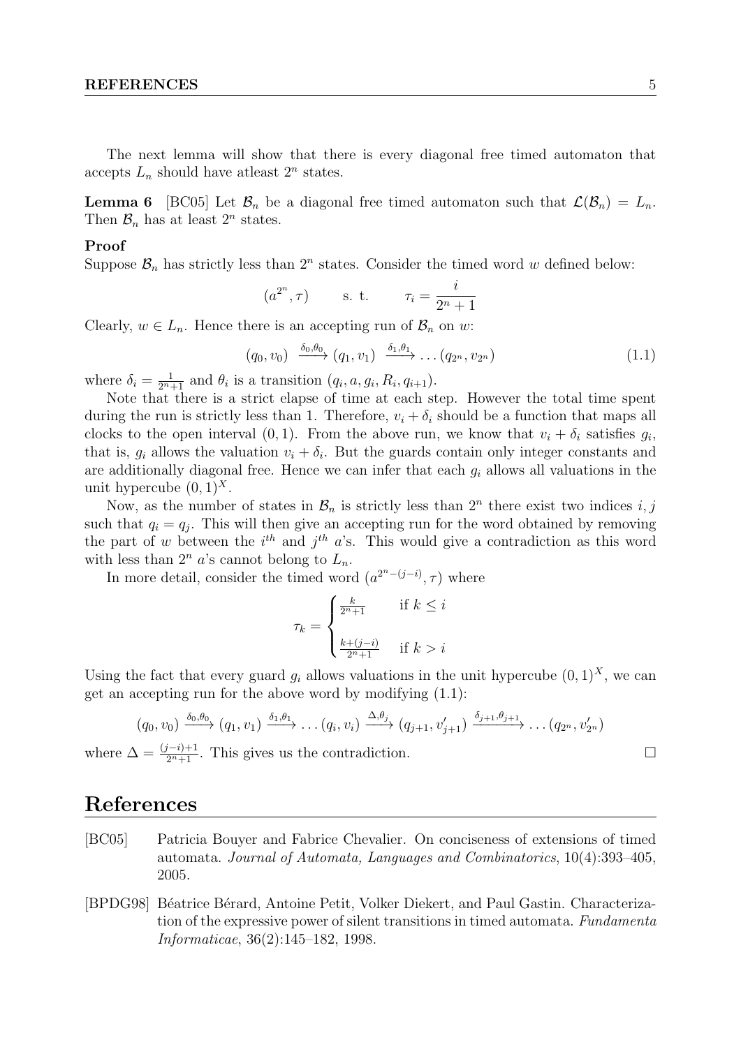The next lemma will show that there is every diagonal free timed automaton that accepts $L_n$ should have atleast $2^n$ states.

**Lemma 6** [BC05] Let $\mathcal{B}_n$ be a diagonal free timed automaton such that $\mathcal{L}(\mathcal{B}_n) = L_n$. Then $\mathcal{B}_n$ has at least $2^n$ states.

**Proof**

Suppose $\mathcal{B}_n$ has strictly less than $2^n$ states. Consider the timed word $w$ defined below:

$$(a^{2^n}, \tau) \qquad \text{s. t.} \qquad \tau_i = \frac{i}{2^n + 1}$$

Clearly, $w \in L_n$. Hence there is an accepting run of $\mathcal{B}_n$ on $w$:

$$(q_0, v_0) \xrightarrow{\delta_0, \theta_0} (q_1, v_1) \xrightarrow{\delta_1, \theta_1} \dots (q_{2^n}, v_{2^n}) \tag{1.1}$$

where $\delta_i = \frac{1}{2^n+1}$ and $\theta_i$ is a transition $(q_i, a, g_i, R_i, q_{i+1})$.

Note that there is a strict elapse of time at each step. However the total time spent during the run is strictly less than 1. Therefore, $v_i + \delta_i$ should be a function that maps all clocks to the open interval $(0, 1)$. From the above run, we know that $v_i + \delta_i$ satisfies $g_i$, that is, $g_i$ allows the valuation $v_i + \delta_i$. But the guards contain only integer constants and are additionally diagonal free. Hence we can infer that each $g_i$ allows all valuations in the unit hypercube $(0, 1)^X$.

Now, as the number of states in $\mathcal{B}_n$ is strictly less than $2^n$ there exist two indices $i, j$ such that $q_i = q_j$. This will then give an accepting run for the word obtained by removing the part of $w$ between the $i^{th}$ and $j^{th}$ $a$'s. This would give a contradiction as this word with less than $2^n$ $a$'s cannot belong to $L_n$.

In more detail, consider the timed word $(a^{2^n-(j-i)}, \tau)$ where

$$\tau_k = \begin{cases} \frac{k}{2^n+1} & \text{if } k \leq i \\ \\ \frac{k+(j-i)}{2^n+1} & \text{if } k > i \end{cases}$$

Using the fact that every guard $g_i$ allows valuations in the unit hypercube $(0, 1)^X$, we can get an accepting run for the above word by modifying (1.1):

$$(q_0, v_0) \xrightarrow{\delta_0, \theta_0} (q_1, v_1) \xrightarrow{\delta_1, \theta_1} \dots (q_i, v_i) \xrightarrow{\Delta, \theta_j} (q_{j+1}, v'_{j+1}) \xrightarrow{\delta_{j+1}, \theta_{j+1}} \dots (q_{2^n}, v'_{2^n})$$

where $\Delta = \frac{(j-i)+1}{2^n+1}$. This gives us the contradiction. $\square$

# References

[BC05] Patricia Bouyer and Fabrice Chevalier. On conciseness of extensions of timed automata. *Journal of Automata, Languages and Combinatorics*, 10(4):393–405, 2005.

[BPDG98] Béatrice Bérard, Antoine Petit, Volker Diekert, and Paul Gastin. Characterization of the expressive power of silent transitions in timed automata. *Fundamenta Informaticae*, 36(2):145–182, 1998.